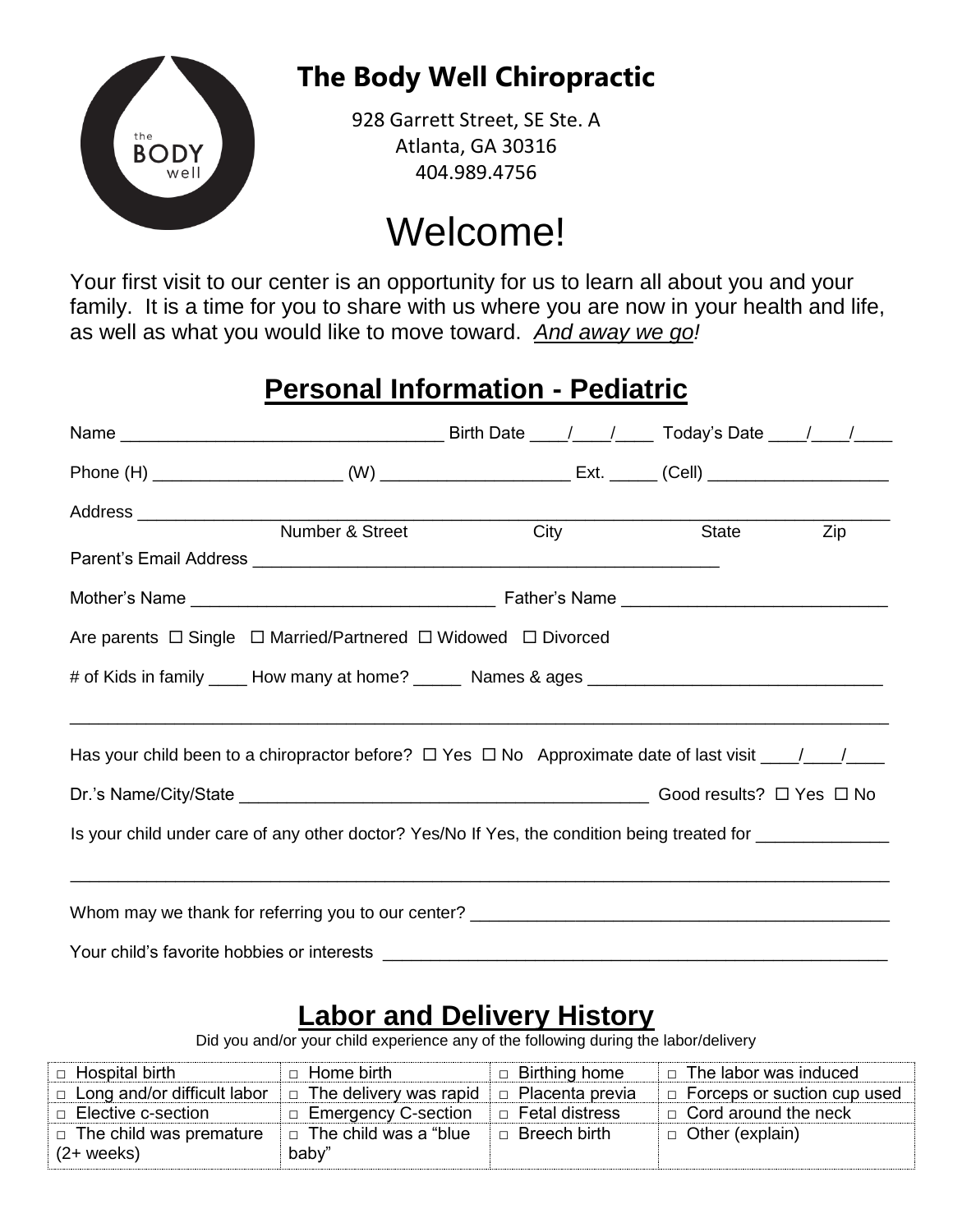# The Body Well Chiropractic

928 Garrett Street, SE Ste. A
Atlanta, GA 30316
404.989.4756

# Welcome!

Your first visit to our center is an opportunity for us to learn all about you and your family. It is a time for you to share with us where you are now in your health and life, as well as what you would like to move toward. *And away we go!*

## Personal Information - Pediatric

Name ________________________________ Birth Date ____/____/____ Today's Date ____/____/____

Phone (H) ____________________ (W) ____________________ Ext. _____ (Cell) ___________________

Address ______________________________________________________________________________
Number & Street City State Zip

Parent's Email Address ________________________________________________

Mother's Name _______________________________ Father's Name ___________________________

Are parents ☐ Single ☐ Married/Partnered ☐ Widowed ☐ Divorced

# of Kids in family ____ How many at home? _____ Names & ages ______________________________

_______________________________________________________________________________________

Has your child been to a chiropractor before? ☐ Yes ☐ No Approximate date of last visit ____/____/____

Dr.'s Name/City/State __________________________________________ Good results? ☐ Yes ☐ No

Is your child under care of any other doctor? Yes/No If Yes, the condition being treated for ______________

_______________________________________________________________________________________

Whom may we thank for referring you to our center? ____________________________________________

Your child's favorite hobbies or interests ______________________________________________________

## Labor and Delivery History

Did you and/or your child experience any of the following during the labor/delivery

| | | | |
|---|---|---|---|
| □ Hospital birth | □ Home birth | □ Birthing home | □ The labor was induced |
| □ Long and/or difficult labor | □ The delivery was rapid | □ Placenta previa | □ Forceps or suction cup used |
| □ Elective c-section | □ Emergency C-section | □ Fetal distress | □ Cord around the neck |
| □ The child was premature (2+ weeks) | □ The child was a "blue baby" | □ Breech birth | □ Other (explain) |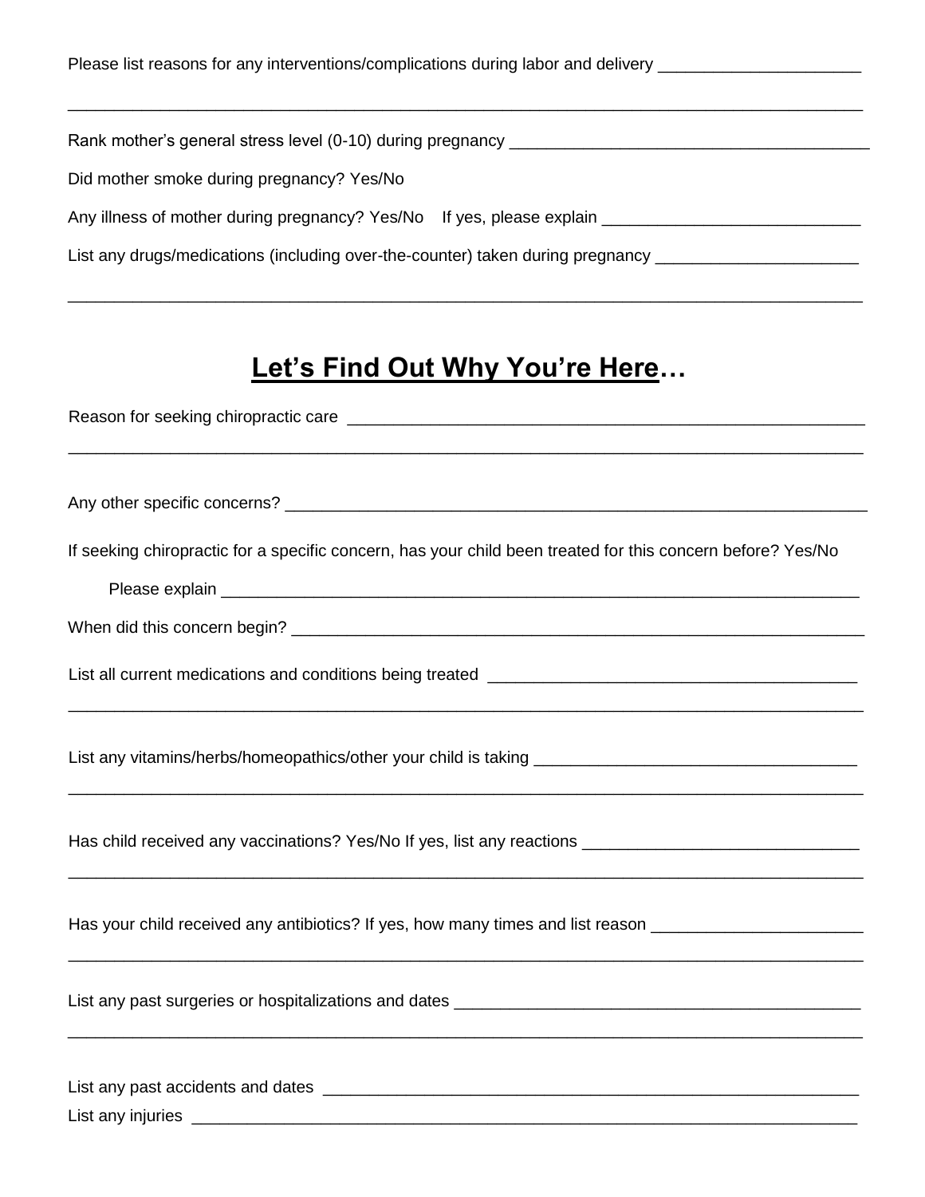Please list reasons for any interventions/complications during labor and delivery ______________________

________________________________________________________________________________________

Rank mother's general stress level (0-10) during pregnancy ________________________________________

Did mother smoke during pregnancy? Yes/No

Any illness of mother during pregnancy? Yes/No    If yes, please explain ____________________________

List any drugs/medications (including over-the-counter) taken during pregnancy ______________________

________________________________________________________________________________________

## <u>Let's Find Out Why You're Here</u>…

Reason for seeking chiropractic care __________________________________________________________

________________________________________________________________________________________

Any other specific concerns? _________________________________________________________________

If seeking chiropractic for a specific concern, has your child been treated for this concern before? Yes/No

Please explain ________________________________________________________________________

When did this concern begin? _________________________________________________________________

List all current medications and conditions being treated ________________________________________

________________________________________________________________________________________

List any vitamins/herbs/homeopathics/other your child is taking ___________________________________

________________________________________________________________________________________

Has child received any vaccinations? Yes/No If yes, list any reactions ______________________________

________________________________________________________________________________________

Has your child received any antibiotics? If yes, how many times and list reason ______________________

________________________________________________________________________________________

List any past surgeries or hospitalizations and dates ____________________________________________

________________________________________________________________________________________

List any past accidents and dates _____________________________________________________________

List any injuries ____________________________________________________________________________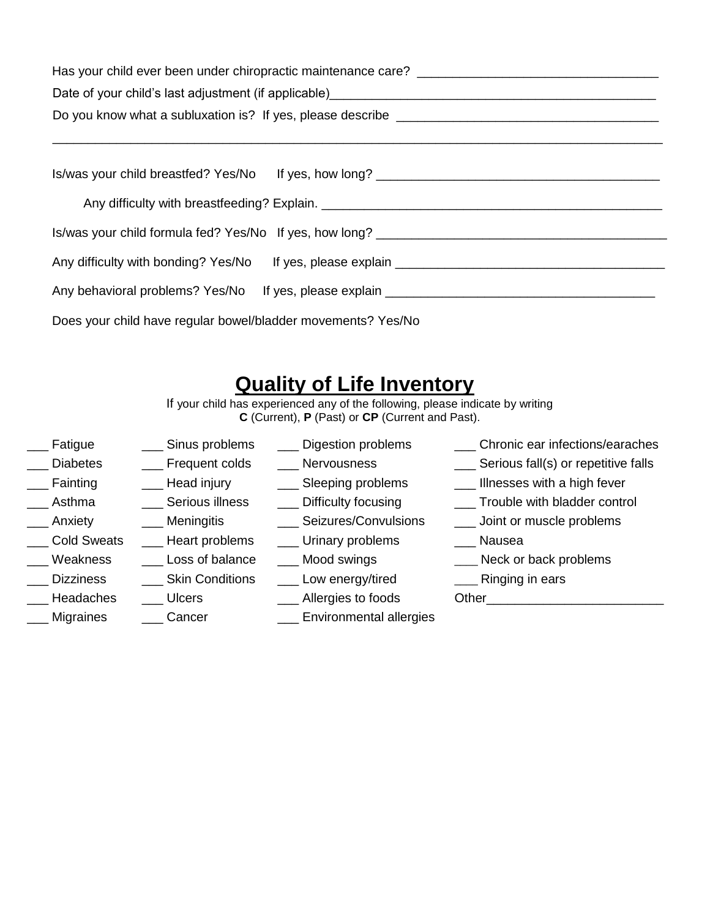Has your child ever been under chiropractic maintenance care? ________________________________

Date of your child's last adjustment (if applicable)_____________________________________________

Do you know what a subluxation is? If yes, please describe ___________________________________

_____________________________________________________________________________________

Is/was your child breastfed? Yes/No If yes, how long? ______________________________________

Any difficulty with breastfeeding? Explain. _____________________________________________

Is/was your child formula fed? Yes/No If yes, how long? ______________________________________

Any difficulty with bonding? Yes/No If yes, please explain ____________________________________

Any behavioral problems? Yes/No If yes, please explain ______________________________________

Does your child have regular bowel/bladder movements? Yes/No

## Quality of Life Inventory

If your child has experienced any of the following, please indicate by writing **C** (Current), **P** (Past) or **CP** (Current and Past).

| | | | |
|---|---|---|---|
| ___ Fatigue | ___ Sinus problems | ___ Digestion problems | ___ Chronic ear infections/earaches |
| ___ Diabetes | ___ Frequent colds | ___ Nervousness | ___ Serious fall(s) or repetitive falls |
| ___ Fainting | ___ Head injury | ___ Sleeping problems | ___ Illnesses with a high fever |
| ___ Asthma | ___ Serious illness | ___ Difficulty focusing | ___ Trouble with bladder control |
| ___ Anxiety | ___ Meningitis | ___ Seizures/Convulsions | ___ Joint or muscle problems |
| ___ Cold Sweats | ___ Heart problems | ___ Urinary problems | ___ Nausea |
| ___ Weakness | ___ Loss of balance | ___ Mood swings | ___ Neck or back problems |
| ___ Dizziness | ___ Skin Conditions | ___ Low energy/tired | ___ Ringing in ears |
| ___ Headaches | ___ Ulcers | ___ Allergies to foods | Other________________________ |
| ___ Migraines | ___ Cancer | ___ Environmental allergies | |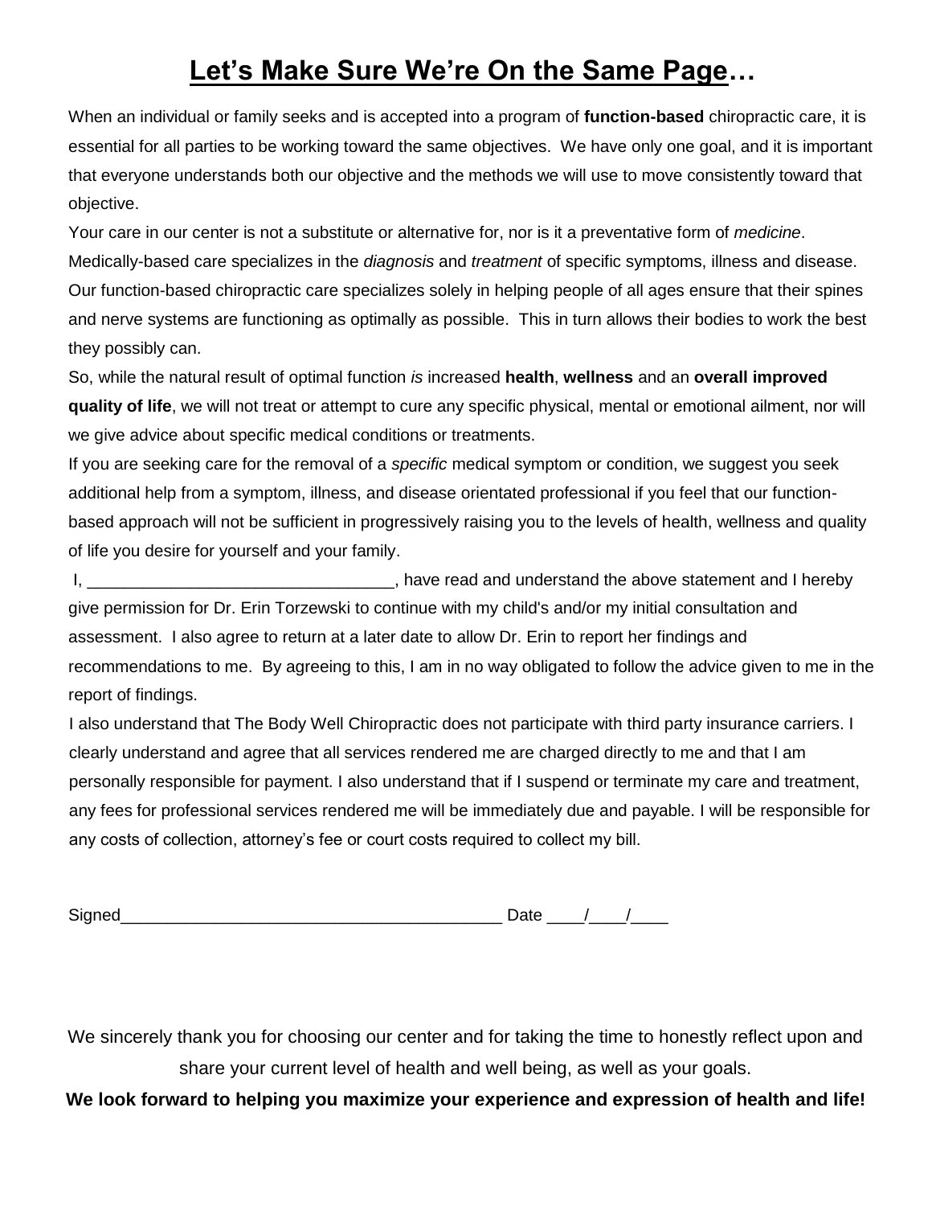# Let's Make Sure We're On the Same Page…

When an individual or family seeks and is accepted into a program of **function-based** chiropractic care, it is essential for all parties to be working toward the same objectives. We have only one goal, and it is important that everyone understands both our objective and the methods we will use to move consistently toward that objective.

Your care in our center is not a substitute or alternative for, nor is it a preventative form of *medicine*. Medically-based care specializes in the *diagnosis* and *treatment* of specific symptoms, illness and disease. Our function-based chiropractic care specializes solely in helping people of all ages ensure that their spines and nerve systems are functioning as optimally as possible. This in turn allows their bodies to work the best they possibly can.

So, while the natural result of optimal function *is* increased **health**, **wellness** and an **overall improved quality of life**, we will not treat or attempt to cure any specific physical, mental or emotional ailment, nor will we give advice about specific medical conditions or treatments.

If you are seeking care for the removal of a *specific* medical symptom or condition, we suggest you seek additional help from a symptom, illness, and disease orientated professional if you feel that our function-based approach will not be sufficient in progressively raising you to the levels of health, wellness and quality of life you desire for yourself and your family.

I, _________________________________, have read and understand the above statement and I hereby give permission for Dr. Erin Torzewski to continue with my child's and/or my initial consultation and assessment. I also agree to return at a later date to allow Dr. Erin to report her findings and recommendations to me. By agreeing to this, I am in no way obligated to follow the advice given to me in the report of findings.

I also understand that The Body Well Chiropractic does not participate with third party insurance carriers. I clearly understand and agree that all services rendered me are charged directly to me and that I am personally responsible for payment. I also understand that if I suspend or terminate my care and treatment, any fees for professional services rendered me will be immediately due and payable. I will be responsible for any costs of collection, attorney's fee or court costs required to collect my bill.

Signed_________________________________________ Date ____/____/____

We sincerely thank you for choosing our center and for taking the time to honestly reflect upon and share your current level of health and well being, as well as your goals.

**We look forward to helping you maximize your experience and expression of health and life!**